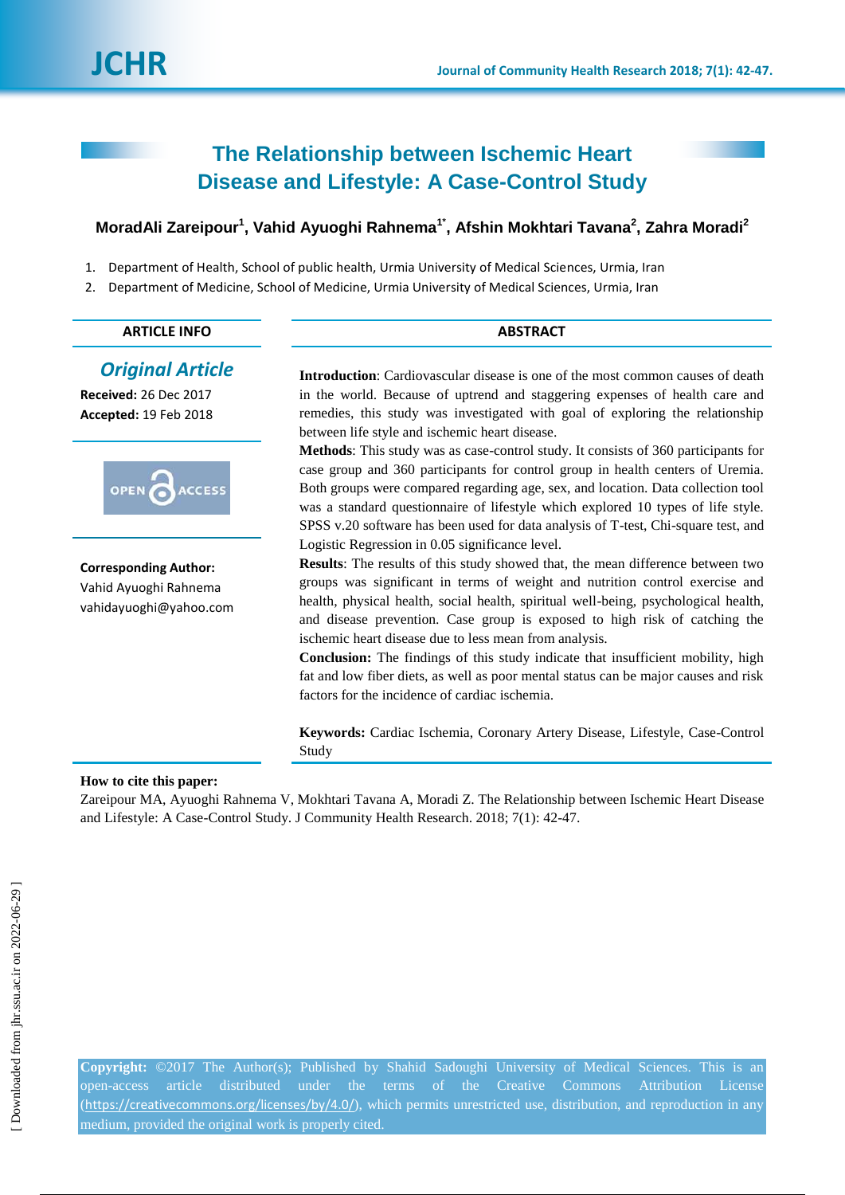# The Relationship between Ischemic Heart Disease and Lifestyle: A Case-Control Study

**MoradAli Zareipour[1], Vahid Ayuoghi Rahnema[1*], Afshin Mokhtari Tavana[2], Zahra Moradi[2]**

1. Department of Health, School of public health, Urmia University of Medical Sciences, Urmia, Iran
2. Department of Medicine, School of Medicine, Urmia University of Medical Sciences, Urmia, Iran

## ARTICLE INFO

***Original Article***

**Received:** 26 Dec 2017
**Accepted:** 19 Feb 2018

OPEN ACCESS

**Corresponding Author:**
Vahid Ayuoghi Rahnema
vahidayuoghi@yahoo.com

## ABSTRACT

**Introduction**: Cardiovascular disease is one of the most common causes of death in the world. Because of uptrend and staggering expenses of health care and remedies, this study was investigated with goal of exploring the relationship between life style and ischemic heart disease.

**Methods**: This study was as case-control study. It consists of 360 participants for case group and 360 participants for control group in health centers of Uremia. Both groups were compared regarding age, sex, and location. Data collection tool was a standard questionnaire of lifestyle which explored 10 types of life style. SPSS v.20 software has been used for data analysis of T-test, Chi-square test, and Logistic Regression in 0.05 significance level.

**Results**: The results of this study showed that, the mean difference between two groups was significant in terms of weight and nutrition control exercise and health, physical health, social health, spiritual well-being, psychological health, and disease prevention. Case group is exposed to high risk of catching the ischemic heart disease due to less mean from analysis.

**Conclusion:** The findings of this study indicate that insufficient mobility, high fat and low fiber diets, as well as poor mental status can be major causes and risk factors for the incidence of cardiac ischemia.

**Keywords:** Cardiac Ischemia, Coronary Artery Disease, Lifestyle, Case-Control Study

**How to cite this paper:**
Zareipour MA, Ayuoghi Rahnema V, Mokhtari Tavana A, Moradi Z. The Relationship between Ischemic Heart Disease and Lifestyle: A Case-Control Study. J Community Health Research. 2018; 7(1): 42-47.

**Copyright:** ©2017 The Author(s); Published by Shahid Sadoughi University of Medical Sciences. This is an open-access article distributed under the terms of the Creative Commons Attribution License (https://creativecommons.org/licenses/by/4.0/), which permits unrestricted use, distribution, and reproduction in any medium, provided the original work is properly cited.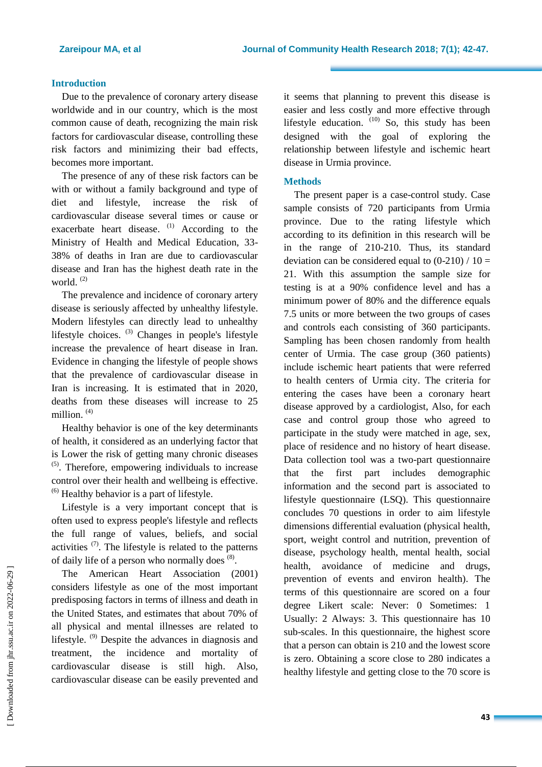## Introduction

Due to the prevalence of coronary artery disease worldwide and in our country, which is the most common cause of death, recognizing the main risk factors for cardiovascular disease, controlling these risk factors and minimizing their bad effects, becomes more important.

The presence of any of these risk factors can be with or without a family background and type of diet and lifestyle, increase the risk of cardiovascular disease several times or cause or exacerbate heart disease. [1] According to the Ministry of Health and Medical Education, 33-38% of deaths in Iran are due to cardiovascular disease and Iran has the highest death rate in the world. [2]

The prevalence and incidence of coronary artery disease is seriously affected by unhealthy lifestyle. Modern lifestyles can directly lead to unhealthy lifestyle choices. [3] Changes in people's lifestyle increase the prevalence of heart disease in Iran. Evidence in changing the lifestyle of people shows that the prevalence of cardiovascular disease in Iran is increasing. It is estimated that in 2020, deaths from these diseases will increase to 25 million. [4]

Healthy behavior is one of the key determinants of health, it considered as an underlying factor that is Lower the risk of getting many chronic diseases [5]. Therefore, empowering individuals to increase control over their health and wellbeing is effective. [6] Healthy behavior is a part of lifestyle.

Lifestyle is a very important concept that is often used to express people's lifestyle and reflects the full range of values, beliefs, and social activities [7]. The lifestyle is related to the patterns of daily life of a person who normally does [8].

The American Heart Association (2001) considers lifestyle as one of the most important predisposing factors in terms of illness and death in the United States, and estimates that about 70% of all physical and mental illnesses are related to lifestyle. [9] Despite the advances in diagnosis and treatment, the incidence and mortality of cardiovascular disease is still high. Also, cardiovascular disease can be easily prevented and it seems that planning to prevent this disease is easier and less costly and more effective through lifestyle education. [10] So, this study has been designed with the goal of exploring the relationship between lifestyle and ischemic heart disease in Urmia province.

## Methods

The present paper is a case-control study. Case sample consists of 720 participants from Urmia province. Due to the rating lifestyle which according to its definition in this research will be in the range of 210-210. Thus, its standard deviation can be considered equal to (0-210) / 10 = 21. With this assumption the sample size for testing is at a 90% confidence level and has a minimum power of 80% and the difference equals 7.5 units or more between the two groups of cases and controls each consisting of 360 participants. Sampling has been chosen randomly from health center of Urmia. The case group (360 patients) include ischemic heart patients that were referred to health centers of Urmia city. The criteria for entering the cases have been a coronary heart disease approved by a cardiologist, Also, for each case and control group those who agreed to participate in the study were matched in age, sex, place of residence and no history of heart disease. Data collection tool was a two-part questionnaire that the first part includes demographic information and the second part is associated to lifestyle questionnaire (LSQ). This questionnaire concludes 70 questions in order to aim lifestyle dimensions differential evaluation (physical health, sport, weight control and nutrition, prevention of disease, psychology health, mental health, social health, avoidance of medicine and drugs, prevention of events and environ health). The terms of this questionnaire are scored on a four degree Likert scale: Never: 0 Sometimes: 1 Usually: 2 Always: 3. This questionnaire has 10 sub-scales. In this questionnaire, the highest score that a person can obtain is 210 and the lowest score is zero. Obtaining a score close to 280 indicates a healthy lifestyle and getting close to the 70 score is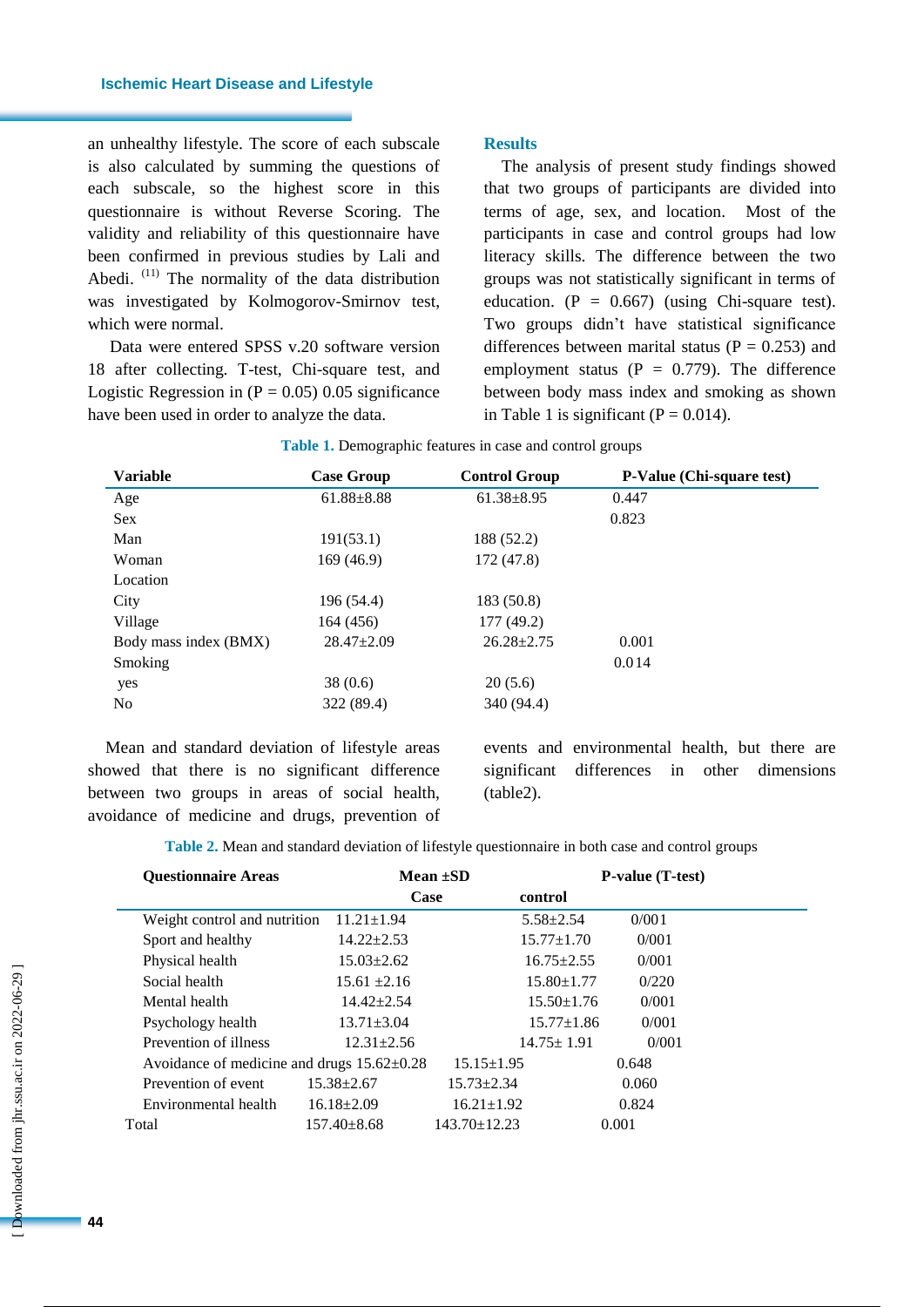an unhealthy lifestyle. The score of each subscale is also calculated by summing the questions of each subscale, so the highest score in this questionnaire is without Reverse Scoring. The validity and reliability of this questionnaire have been confirmed in previous studies by Lali and Abedi. [11] The normality of the data distribution was investigated by Kolmogorov-Smirnov test, which were normal.

Data were entered SPSS v.20 software version 18 after collecting. T-test, Chi-square test, and Logistic Regression in (P = 0.05) 0.05 significance have been used in order to analyze the data.

## Results

The analysis of present study findings showed that two groups of participants are divided into terms of age, sex, and location. Most of the participants in case and control groups had low literacy skills. The difference between the two groups was not statistically significant in terms of education. (P = 0.667) (using Chi-square test). Two groups didn't have statistical significance differences between marital status (P = 0.253) and employment status (P = 0.779). The difference between body mass index and smoking as shown in Table 1 is significant (P = 0.014).

**Table 1.** Demographic features in case and control groups

| Variable | Case Group | Control Group | P-Value (Chi-square test) |
|---|---|---|---|
| Age | 61.88±8.88 | 61.38±8.95 | 0.447 |
| Sex | | | 0.823 |
| Man | 191(53.1) | 188 (52.2) | |
| Woman | 169 (46.9) | 172 (47.8) | |
| Location | | | |
| City | 196 (54.4) | 183 (50.8) | |
| Village | 164 (456) | 177 (49.2) | |
| Body mass index (BMX) | 28.47±2.09 | 26.28±2.75 | 0.001 |
| Smoking | | | 0.014 |
| yes | 38 (0.6) | 20 (5.6) | |
| No | 322 (89.4) | 340 (94.4) | |

Mean and standard deviation of lifestyle areas showed that there is no significant difference between two groups in areas of social health, avoidance of medicine and drugs, prevention of events and environmental health, but there are significant differences in other dimensions (table2).

**Table 2.** Mean and standard deviation of lifestyle questionnaire in both case and control groups

| Questionnaire Areas | Mean ±SD | | P-value (T-test) |
|---|---|---|---|
| | Case | control | |
| Weight control and nutrition | 11.21±1.94 | 5.58±2.54 | 0/001 |
| Sport and healthy | 14.22±2.53 | 15.77±1.70 | 0/001 |
| Physical health | 15.03±2.62 | 16.75±2.55 | 0/001 |
| Social health | 15.61 ±2.16 | 15.80±1.77 | 0/220 |
| Mental health | 14.42±2.54 | 15.50±1.76 | 0/001 |
| Psychology health | 13.71±3.04 | 15.77±1.86 | 0/001 |
| Prevention of illness | 12.31±2.56 | 14.75± 1.91 | 0/001 |
| Avoidance of medicine and drugs | 15.62±0.28 | 15.15±1.95 | 0.648 |
| Prevention of event | 15.38±2.67 | 15.73±2.34 | 0.060 |
| Environmental health | 16.18±2.09 | 16.21±1.92 | 0.824 |
| Total | 157.40±8.68 | 143.70±12.23 | 0.001 |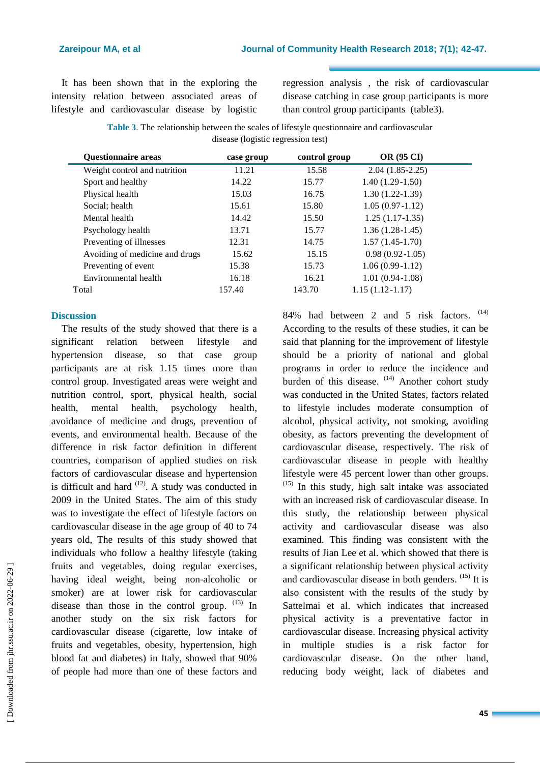It has been shown that in the exploring the intensity relation between associated areas of lifestyle and cardiovascular disease by logistic regression analysis , the risk of cardiovascular disease catching in case group participants is more than control group participants (table3).

**Table 3**. The relationship between the scales of lifestyle questionnaire and cardiovascular disease (logistic regression test)

| Questionnaire areas | case group | control group | OR (95 CI) |
|---|---|---|---|
| Weight control and nutrition | 11.21 | 15.58 | 2.04 (1.85-2.25) |
| Sport and healthy | 14.22 | 15.77 | 1.40 (1.29-1.50) |
| Physical health | 15.03 | 16.75 | 1.30 (1.22-1.39) |
| Social; health | 15.61 | 15.80 | 1.05 (0.97-1.12) |
| Mental health | 14.42 | 15.50 | 1.25 (1.17-1.35) |
| Psychology health | 13.71 | 15.77 | 1.36 (1.28-1.45) |
| Preventing of illnesses | 12.31 | 14.75 | 1.57 (1.45-1.70) |
| Avoiding of medicine and drugs | 15.62 | 15.15 | 0.98 (0.92-1.05) |
| Preventing of event | 15.38 | 15.73 | 1.06 (0.99-1.12) |
| Environmental health | 16.18 | 16.21 | 1.01 (0.94-1.08) |
| Total | 157.40 | 143.70 | 1.15 (1.12-1.17) |

## Discussion

The results of the study showed that there is a significant relation between lifestyle and hypertension disease, so that case group participants are at risk 1.15 times more than control group. Investigated areas were weight and nutrition control, sport, physical health, social health, mental health, psychology health, avoidance of medicine and drugs, prevention of events, and environmental health. Because of the difference in risk factor definition in different countries, comparison of applied studies on risk factors of cardiovascular disease and hypertension is difficult and hard [12]. A study was conducted in 2009 in the United States. The aim of this study was to investigate the effect of lifestyle factors on cardiovascular disease in the age group of 40 to 74 years old, The results of this study showed that individuals who follow a healthy lifestyle (taking fruits and vegetables, doing regular exercises, having ideal weight, being non-alcoholic or smoker) are at lower risk for cardiovascular disease than those in the control group. [13] In another study on the six risk factors for cardiovascular disease (cigarette, low intake of fruits and vegetables, obesity, hypertension, high blood fat and diabetes) in Italy, showed that 90% of people had more than one of these factors and 84% had between 2 and 5 risk factors. [14] According to the results of these studies, it can be said that planning for the improvement of lifestyle should be a priority of national and global programs in order to reduce the incidence and burden of this disease. [14] Another cohort study was conducted in the United States, factors related to lifestyle includes moderate consumption of alcohol, physical activity, not smoking, avoiding obesity, as factors preventing the development of cardiovascular disease, respectively. The risk of cardiovascular disease in people with healthy lifestyle were 45 percent lower than other groups. [15] In this study, high salt intake was associated with an increased risk of cardiovascular disease. In this study, the relationship between physical activity and cardiovascular disease was also examined. This finding was consistent with the results of Jian Lee et al. which showed that there is a significant relationship between physical activity and cardiovascular disease in both genders. [15] It is also consistent with the results of the study by Sattelmai et al. which indicates that increased physical activity is a preventative factor in cardiovascular disease. Increasing physical activity in multiple studies is a risk factor for cardiovascular disease. On the other hand, reducing body weight, lack of diabetes and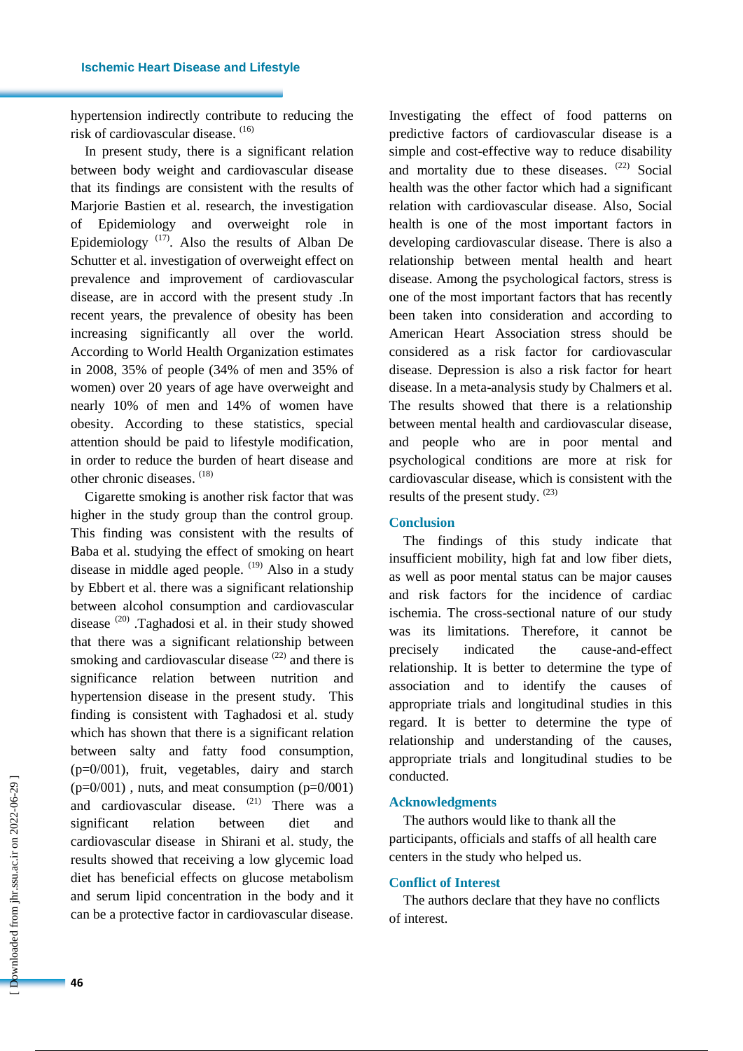hypertension indirectly contribute to reducing the risk of cardiovascular disease. [16]

In present study, there is a significant relation between body weight and cardiovascular disease that its findings are consistent with the results of Marjorie Bastien et al. research, the investigation of Epidemiology and overweight role in Epidemiology [17]. Also the results of Alban De Schutter et al. investigation of overweight effect on prevalence and improvement of cardiovascular disease, are in accord with the present study .In recent years, the prevalence of obesity has been increasing significantly all over the world. According to World Health Organization estimates in 2008, 35% of people (34% of men and 35% of women) over 20 years of age have overweight and nearly 10% of men and 14% of women have obesity. According to these statistics, special attention should be paid to lifestyle modification, in order to reduce the burden of heart disease and other chronic diseases. [18]

Cigarette smoking is another risk factor that was higher in the study group than the control group. This finding was consistent with the results of Baba et al. studying the effect of smoking on heart disease in middle aged people. [19] Also in a study by Ebbert et al. there was a significant relationship between alcohol consumption and cardiovascular disease [20] .Taghadosi et al. in their study showed that there was a significant relationship between smoking and cardiovascular disease [22] and there is significance relation between nutrition and hypertension disease in the present study. This finding is consistent with Taghadosi et al. study which has shown that there is a significant relation between salty and fatty food consumption, (p=0/001), fruit, vegetables, dairy and starch (p=0/001) , nuts, and meat consumption (p=0/001) and cardiovascular disease. [21] There was a significant relation between diet and cardiovascular disease in Shirani et al. study, the results showed that receiving a low glycemic load diet has beneficial effects on glucose metabolism and serum lipid concentration in the body and it can be a protective factor in cardiovascular disease. Investigating the effect of food patterns on predictive factors of cardiovascular disease is a simple and cost-effective way to reduce disability and mortality due to these diseases. [22] Social health was the other factor which had a significant relation with cardiovascular disease. Also, Social health is one of the most important factors in developing cardiovascular disease. There is also a relationship between mental health and heart disease. Among the psychological factors, stress is one of the most important factors that has recently been taken into consideration and according to American Heart Association stress should be considered as a risk factor for cardiovascular disease. Depression is also a risk factor for heart disease. In a meta-analysis study by Chalmers et al. The results showed that there is a relationship between mental health and cardiovascular disease, and people who are in poor mental and psychological conditions are more at risk for cardiovascular disease, which is consistent with the results of the present study. [23]

## Conclusion

The findings of this study indicate that insufficient mobility, high fat and low fiber diets, as well as poor mental status can be major causes and risk factors for the incidence of cardiac ischemia. The cross-sectional nature of our study was its limitations. Therefore, it cannot be precisely indicated the cause-and-effect relationship. It is better to determine the type of association and to identify the causes of appropriate trials and longitudinal studies in this regard. It is better to determine the type of relationship and understanding of the causes, appropriate trials and longitudinal studies to be conducted.

## Acknowledgments

The authors would like to thank all the participants, officials and staffs of all health care centers in the study who helped us.

## Conflict of Interest

The authors declare that they have no conflicts of interest.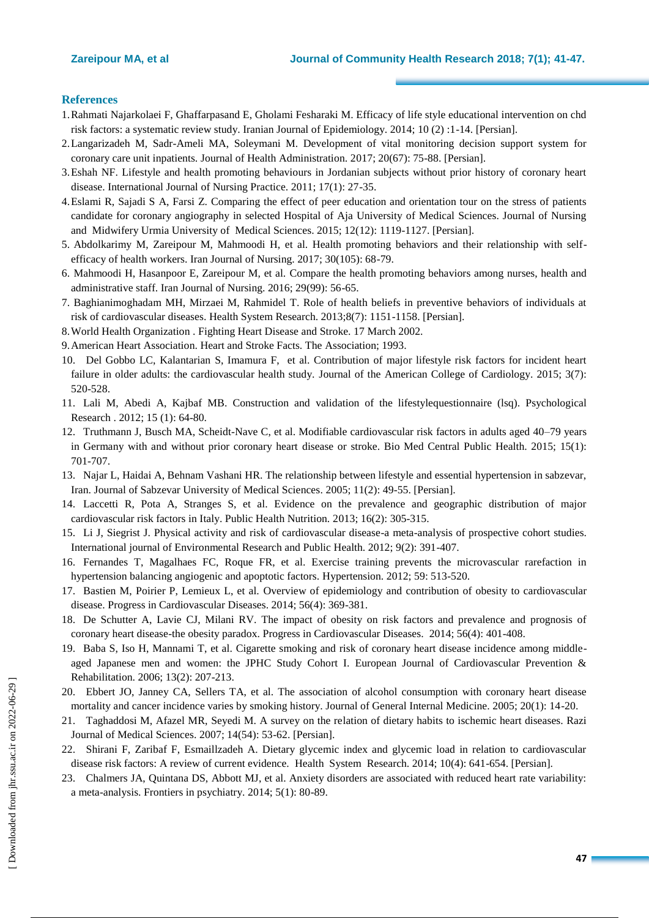## References

1. Rahmati Najarkolaei F, Ghaffarpasand E, Gholami Fesharaki M. Efficacy of life style educational intervention on chd risk factors: a systematic review study. Iranian Journal of Epidemiology. 2014; 10 (2) :1-14. [Persian].
2. Langarizadeh M, Sadr-Ameli MA, Soleymani M. Development of vital monitoring decision support system for coronary care unit inpatients. Journal of Health Administration. 2017; 20(67): 75-88. [Persian].
3. Eshah NF. Lifestyle and health promoting behaviours in Jordanian subjects without prior history of coronary heart disease. International Journal of Nursing Practice. 2011; 17(1): 27-35.
4. Eslami R, Sajadi S A, Farsi Z. Comparing the effect of peer education and orientation tour on the stress of patients candidate for coronary angiography in selected Hospital of Aja University of Medical Sciences. Journal of Nursing and Midwifery Urmia University of Medical Sciences. 2015; 12(12): 1119-1127. [Persian].
5. Abdolkarimy M, Zareipour M, Mahmoodi H, et al. Health promoting behaviors and their relationship with self-efficacy of health workers. Iran Journal of Nursing. 2017; 30(105): 68-79.
6. Mahmoodi H, Hasanpoor E, Zareipour M, et al. Compare the health promoting behaviors among nurses, health and administrative staff. Iran Journal of Nursing. 2016; 29(99): 56-65.
7. Baghianimoghadam MH, Mirzaei M, Rahmidel T. Role of health beliefs in preventive behaviors of individuals at risk of cardiovascular diseases. Health System Research. 2013;8(7): 1151-1158. [Persian].
8. World Health Organization . Fighting Heart Disease and Stroke. 17 March 2002.
9. American Heart Association. Heart and Stroke Facts. The Association; 1993.
10. Del Gobbo LC, Kalantarian S, Imamura F, et al. Contribution of major lifestyle risk factors for incident heart failure in older adults: the cardiovascular health study. Journal of the American College of Cardiology. 2015; 3(7): 520-528.
11. Lali M, Abedi A, Kajbaf MB. Construction and validation of the lifestylequestionnaire (lsq). Psychological Research . 2012; 15 (1): 64-80.
12. Truthmann J, Busch MA, Scheidt-Nave C, et al. Modifiable cardiovascular risk factors in adults aged 40–79 years in Germany with and without prior coronary heart disease or stroke. Bio Med Central Public Health. 2015; 15(1): 701-707.
13. Najar L, Haidai A, Behnam Vashani HR. The relationship between lifestyle and essential hypertension in sabzevar, Iran. Journal of Sabzevar University of Medical Sciences. 2005; 11(2): 49-55. [Persian].
14. Laccetti R, Pota A, Stranges S, et al. Evidence on the prevalence and geographic distribution of major cardiovascular risk factors in Italy. Public Health Nutrition. 2013; 16(2): 305-315.
15. Li J, Siegrist J. Physical activity and risk of cardiovascular disease-a meta-analysis of prospective cohort studies. International journal of Environmental Research and Public Health. 2012; 9(2): 391-407.
16. Fernandes T, Magalhaes FC, Roque FR, et al. Exercise training prevents the microvascular rarefaction in hypertension balancing angiogenic and apoptotic factors. Hypertension. 2012; 59: 513-520.
17. Bastien M, Poirier P, Lemieux L, et al. Overview of epidemiology and contribution of obesity to cardiovascular disease. Progress in Cardiovascular Diseases. 2014; 56(4): 369-381.
18. De Schutter A, Lavie CJ, Milani RV. The impact of obesity on risk factors and prevalence and prognosis of coronary heart disease-the obesity paradox. Progress in Cardiovascular Diseases. 2014; 56(4): 401-408.
19. Baba S, Iso H, Mannami T, et al. Cigarette smoking and risk of coronary heart disease incidence among middle-aged Japanese men and women: the JPHC Study Cohort I. European Journal of Cardiovascular Prevention & Rehabilitation. 2006; 13(2): 207-213.
20. Ebbert JO, Janney CA, Sellers TA, et al. The association of alcohol consumption with coronary heart disease mortality and cancer incidence varies by smoking history. Journal of General Internal Medicine. 2005; 20(1): 14-20.
21. Taghaddosi M, Afazel MR, Seyedi M. A survey on the relation of dietary habits to ischemic heart diseases. Razi Journal of Medical Sciences. 2007; 14(54): 53-62. [Persian].
22. Shirani F, Zaribaf F, Esmaillzadeh A. Dietary glycemic index and glycemic load in relation to cardiovascular disease risk factors: A review of current evidence. Health System Research. 2014; 10(4): 641-654. [Persian].
23. Chalmers JA, Quintana DS, Abbott MJ, et al. Anxiety disorders are associated with reduced heart rate variability: a meta-analysis. Frontiers in psychiatry. 2014; 5(1): 80-89.